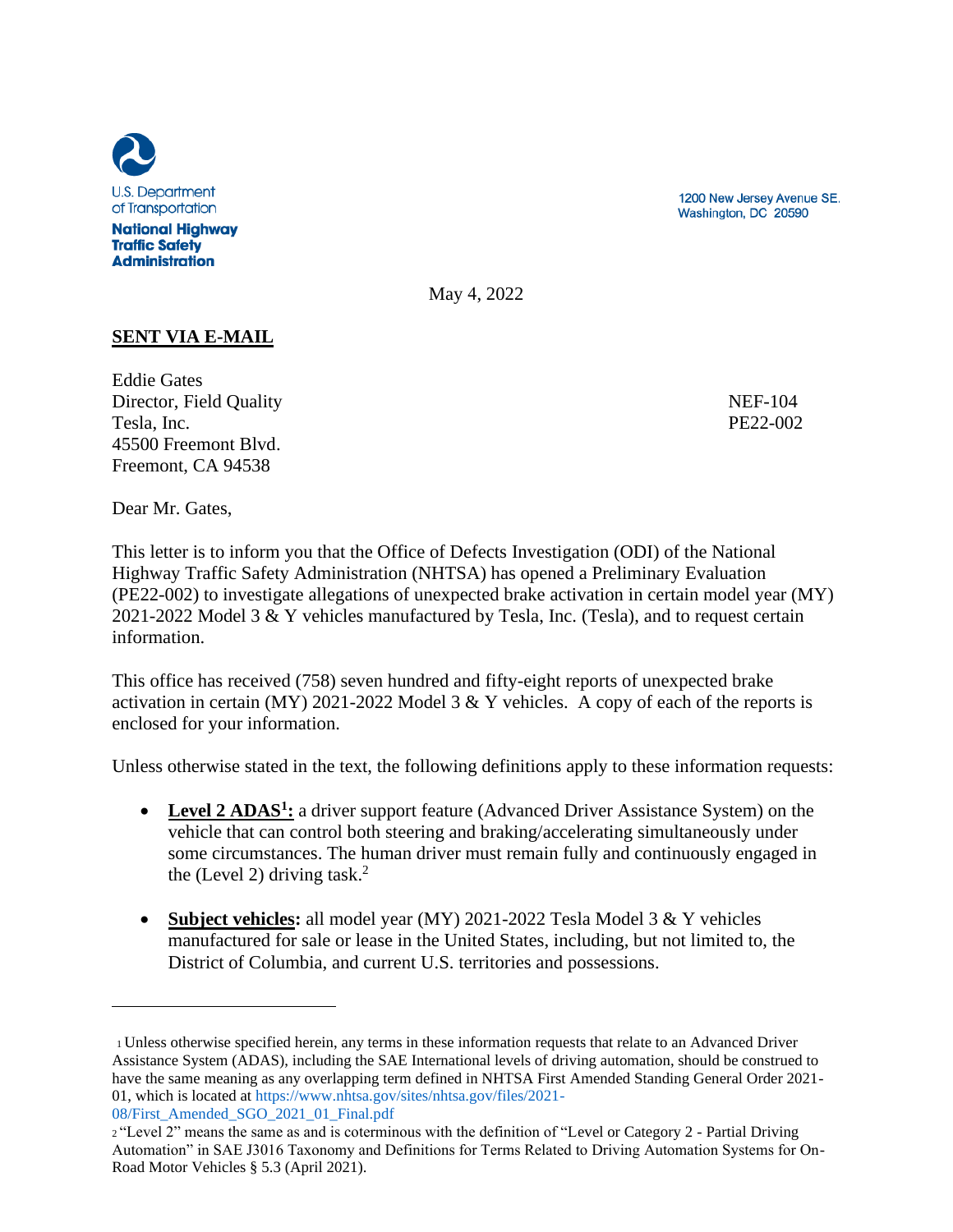U.S. Department of Transportation

**National Highway Traffic Safety Administration**

1200 New Jersey Avenue SE.
Washington, DC 20590

May 4, 2022

**SENT VIA E-MAIL**

Eddie Gates
Director, Field Quality
Tesla, Inc.
45500 Freemont Blvd.
Freemont, CA 94538

NEF-104
PE22-002

Dear Mr. Gates,

This letter is to inform you that the Office of Defects Investigation (ODI) of the National Highway Traffic Safety Administration (NHTSA) has opened a Preliminary Evaluation (PE22-002) to investigate allegations of unexpected brake activation in certain model year (MY) 2021-2022 Model 3 & Y vehicles manufactured by Tesla, Inc. (Tesla), and to request certain information.

This office has received (758) seven hundred and fifty-eight reports of unexpected brake activation in certain (MY) 2021-2022 Model 3 & Y vehicles. A copy of each of the reports is enclosed for your information.

Unless otherwise stated in the text, the following definitions apply to these information requests:

- **Level 2 ADAS[1]:** a driver support feature (Advanced Driver Assistance System) on the vehicle that can control both steering and braking/accelerating simultaneously under some circumstances. The human driver must remain fully and continuously engaged in the (Level 2) driving task.[2]

- **Subject vehicles:** all model year (MY) 2021-2022 Tesla Model 3 & Y vehicles manufactured for sale or lease in the United States, including, but not limited to, the District of Columbia, and current U.S. territories and possessions.

---

[1] Unless otherwise specified herein, any terms in these information requests that relate to an Advanced Driver Assistance System (ADAS), including the SAE International levels of driving automation, should be construed to have the same meaning as any overlapping term defined in NHTSA First Amended Standing General Order 2021-01, which is located at https://www.nhtsa.gov/sites/nhtsa.gov/files/2021-08/First_Amended_SGO_2021_01_Final.pdf

[2] "Level 2" means the same as and is coterminous with the definition of "Level or Category 2 - Partial Driving Automation" in SAE J3016 Taxonomy and Definitions for Terms Related to Driving Automation Systems for On-Road Motor Vehicles § 5.3 (April 2021).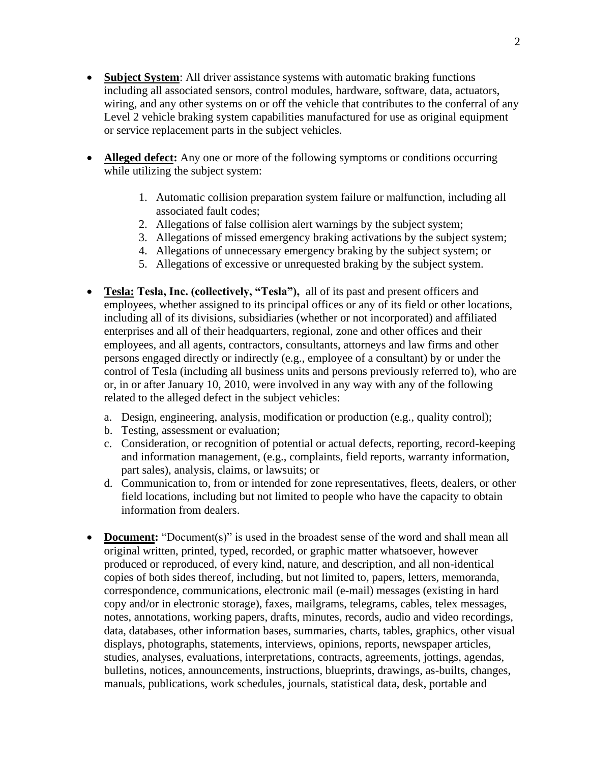- **Subject System**: All driver assistance systems with automatic braking functions including all associated sensors, control modules, hardware, software, data, actuators, wiring, and any other systems on or off the vehicle that contributes to the conferral of any Level 2 vehicle braking system capabilities manufactured for use as original equipment or service replacement parts in the subject vehicles.

- **Alleged defect:** Any one or more of the following symptoms or conditions occurring while utilizing the subject system:

    1. Automatic collision preparation system failure or malfunction, including all associated fault codes;
    2. Allegations of false collision alert warnings by the subject system;
    3. Allegations of missed emergency braking activations by the subject system;
    4. Allegations of unnecessary emergency braking by the subject system; or
    5. Allegations of excessive or unrequested braking by the subject system.

- **Tesla: Tesla, Inc. (collectively, "Tesla"),** all of its past and present officers and employees, whether assigned to its principal offices or any of its field or other locations, including all of its divisions, subsidiaries (whether or not incorporated) and affiliated enterprises and all of their headquarters, regional, zone and other offices and their employees, and all agents, contractors, consultants, attorneys and law firms and other persons engaged directly or indirectly (e.g., employee of a consultant) by or under the control of Tesla (including all business units and persons previously referred to), who are or, in or after January 10, 2010, were involved in any way with any of the following related to the alleged defect in the subject vehicles:

    a. Design, engineering, analysis, modification or production (e.g., quality control);
    b. Testing, assessment or evaluation;
    c. Consideration, or recognition of potential or actual defects, reporting, record-keeping and information management, (e.g., complaints, field reports, warranty information, part sales), analysis, claims, or lawsuits; or
    d. Communication to, from or intended for zone representatives, fleets, dealers, or other field locations, including but not limited to people who have the capacity to obtain information from dealers.

- **Document:** "Document(s)" is used in the broadest sense of the word and shall mean all original written, printed, typed, recorded, or graphic matter whatsoever, however produced or reproduced, of every kind, nature, and description, and all non-identical copies of both sides thereof, including, but not limited to, papers, letters, memoranda, correspondence, communications, electronic mail (e-mail) messages (existing in hard copy and/or in electronic storage), faxes, mailgrams, telegrams, cables, telex messages, notes, annotations, working papers, drafts, minutes, records, audio and video recordings, data, databases, other information bases, summaries, charts, tables, graphics, other visual displays, photographs, statements, interviews, opinions, reports, newspaper articles, studies, analyses, evaluations, interpretations, contracts, agreements, jottings, agendas, bulletins, notices, announcements, instructions, blueprints, drawings, as-builts, changes, manuals, publications, work schedules, journals, statistical data, desk, portable and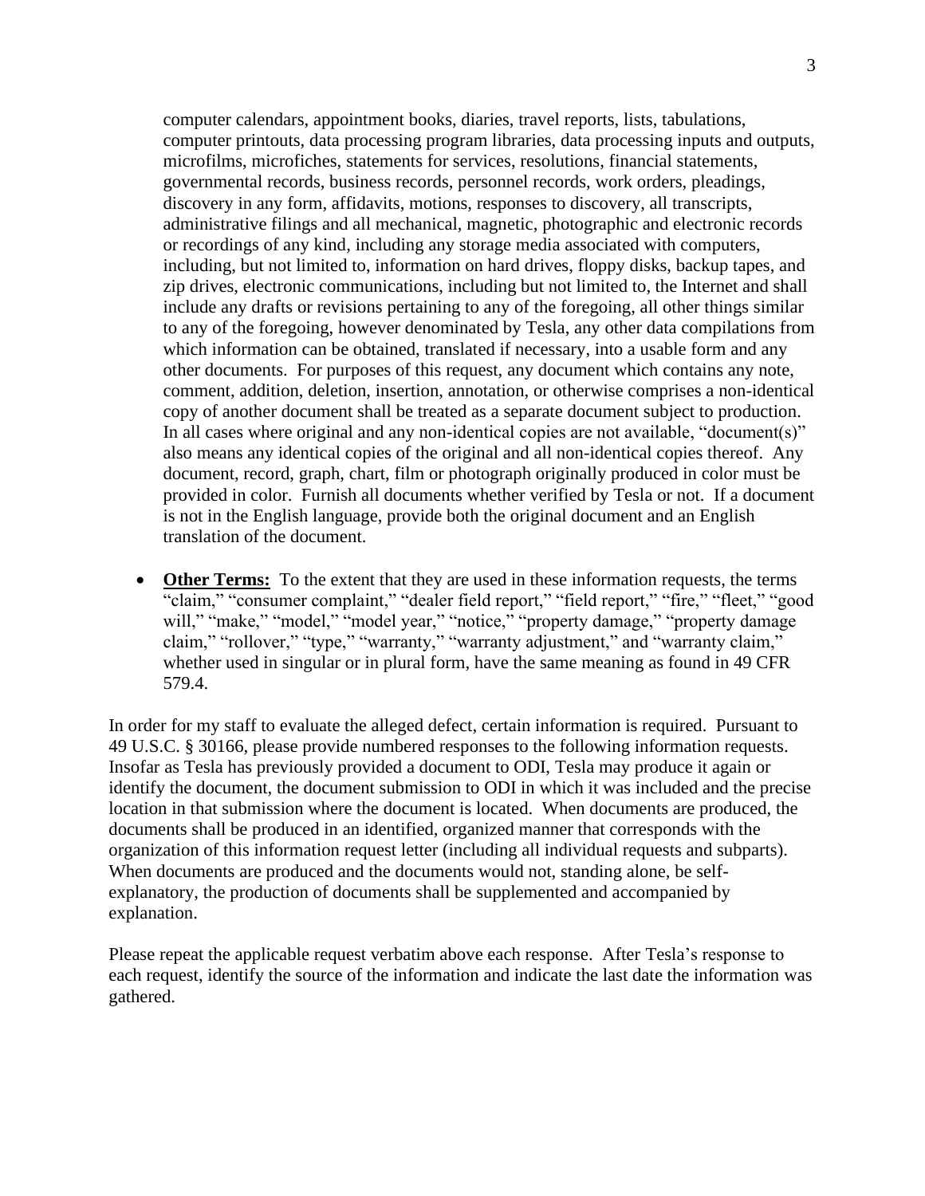computer calendars, appointment books, diaries, travel reports, lists, tabulations, computer printouts, data processing program libraries, data processing inputs and outputs, microfilms, microfiches, statements for services, resolutions, financial statements, governmental records, business records, personnel records, work orders, pleadings, discovery in any form, affidavits, motions, responses to discovery, all transcripts, administrative filings and all mechanical, magnetic, photographic and electronic records or recordings of any kind, including any storage media associated with computers, including, but not limited to, information on hard drives, floppy disks, backup tapes, and zip drives, electronic communications, including but not limited to, the Internet and shall include any drafts or revisions pertaining to any of the foregoing, all other things similar to any of the foregoing, however denominated by Tesla, any other data compilations from which information can be obtained, translated if necessary, into a usable form and any other documents. For purposes of this request, any document which contains any note, comment, addition, deletion, insertion, annotation, or otherwise comprises a non-identical copy of another document shall be treated as a separate document subject to production. In all cases where original and any non-identical copies are not available, "document(s)" also means any identical copies of the original and all non-identical copies thereof. Any document, record, graph, chart, film or photograph originally produced in color must be provided in color. Furnish all documents whether verified by Tesla or not. If a document is not in the English language, provide both the original document and an English translation of the document.

- **Other Terms:** To the extent that they are used in these information requests, the terms "claim," "consumer complaint," "dealer field report," "field report," "fire," "fleet," "good will," "make," "model," "model year," "notice," "property damage," "property damage claim," "rollover," "type," "warranty," "warranty adjustment," and "warranty claim," whether used in singular or in plural form, have the same meaning as found in 49 CFR 579.4.

In order for my staff to evaluate the alleged defect, certain information is required. Pursuant to 49 U.S.C. § 30166, please provide numbered responses to the following information requests. Insofar as Tesla has previously provided a document to ODI, Tesla may produce it again or identify the document, the document submission to ODI in which it was included and the precise location in that submission where the document is located. When documents are produced, the documents shall be produced in an identified, organized manner that corresponds with the organization of this information request letter (including all individual requests and subparts). When documents are produced and the documents would not, standing alone, be self-explanatory, the production of documents shall be supplemented and accompanied by explanation.

Please repeat the applicable request verbatim above each response. After Tesla's response to each request, identify the source of the information and indicate the last date the information was gathered.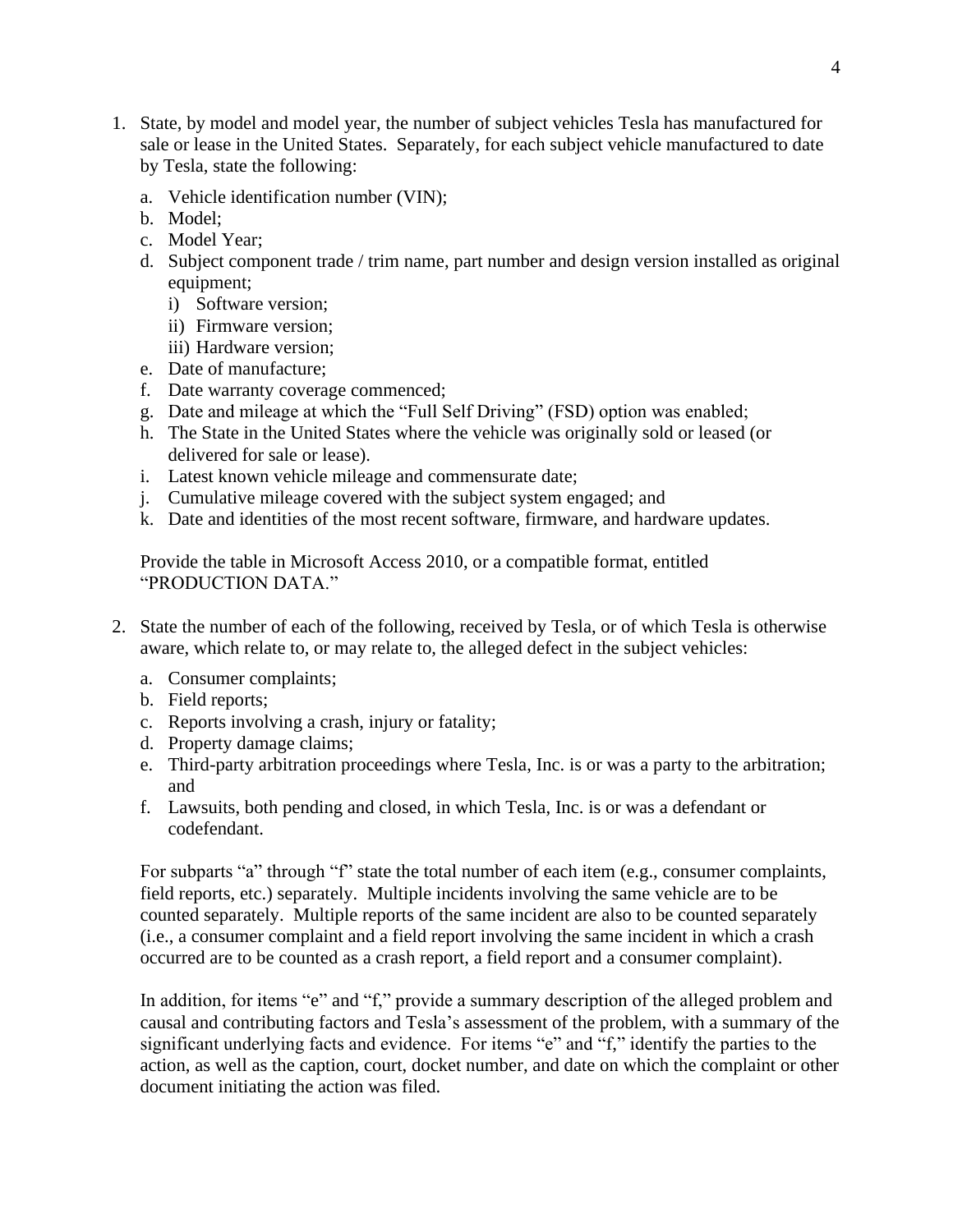1. State, by model and model year, the number of subject vehicles Tesla has manufactured for sale or lease in the United States. Separately, for each subject vehicle manufactured to date by Tesla, state the following:

   a. Vehicle identification number (VIN);
   b. Model;
   c. Model Year;
   d. Subject component trade / trim name, part number and design version installed as original equipment;
      i) Software version;
      ii) Firmware version;
      iii) Hardware version;
   e. Date of manufacture;
   f. Date warranty coverage commenced;
   g. Date and mileage at which the "Full Self Driving" (FSD) option was enabled;
   h. The State in the United States where the vehicle was originally sold or leased (or delivered for sale or lease).
   i. Latest known vehicle mileage and commensurate date;
   j. Cumulative mileage covered with the subject system engaged; and
   k. Date and identities of the most recent software, firmware, and hardware updates.

   Provide the table in Microsoft Access 2010, or a compatible format, entitled "PRODUCTION DATA."

2. State the number of each of the following, received by Tesla, or of which Tesla is otherwise aware, which relate to, or may relate to, the alleged defect in the subject vehicles:

   a. Consumer complaints;
   b. Field reports;
   c. Reports involving a crash, injury or fatality;
   d. Property damage claims;
   e. Third-party arbitration proceedings where Tesla, Inc. is or was a party to the arbitration; and
   f. Lawsuits, both pending and closed, in which Tesla, Inc. is or was a defendant or codefendant.

   For subparts "a" through "f" state the total number of each item (e.g., consumer complaints, field reports, etc.) separately. Multiple incidents involving the same vehicle are to be counted separately. Multiple reports of the same incident are also to be counted separately (i.e., a consumer complaint and a field report involving the same incident in which a crash occurred are to be counted as a crash report, a field report and a consumer complaint).

   In addition, for items "e" and "f," provide a summary description of the alleged problem and causal and contributing factors and Tesla's assessment of the problem, with a summary of the significant underlying facts and evidence. For items "e" and "f," identify the parties to the action, as well as the caption, court, docket number, and date on which the complaint or other document initiating the action was filed.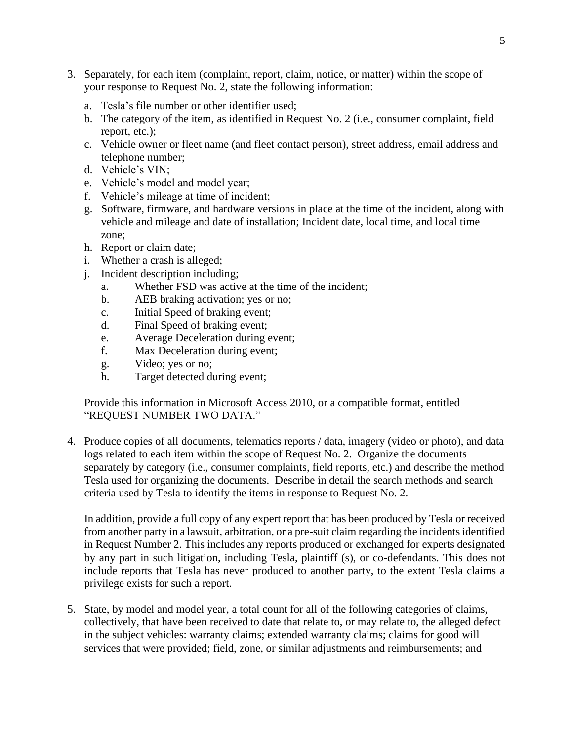3. Separately, for each item (complaint, report, claim, notice, or matter) within the scope of your response to Request No. 2, state the following information:

   a. Tesla's file number or other identifier used;
   b. The category of the item, as identified in Request No. 2 (i.e., consumer complaint, field report, etc.);
   c. Vehicle owner or fleet name (and fleet contact person), street address, email address and telephone number;
   d. Vehicle's VIN;
   e. Vehicle's model and model year;
   f. Vehicle's mileage at time of incident;
   g. Software, firmware, and hardware versions in place at the time of the incident, along with vehicle and mileage and date of installation; Incident date, local time, and local time zone;
   h. Report or claim date;
   i. Whether a crash is alleged;
   j. Incident description including;
      a. Whether FSD was active at the time of the incident;
      b. AEB braking activation; yes or no;
      c. Initial Speed of braking event;
      d. Final Speed of braking event;
      e. Average Deceleration during event;
      f. Max Deceleration during event;
      g. Video; yes or no;
      h. Target detected during event;

   Provide this information in Microsoft Access 2010, or a compatible format, entitled "REQUEST NUMBER TWO DATA."

4. Produce copies of all documents, telematics reports / data, imagery (video or photo), and data logs related to each item within the scope of Request No. 2. Organize the documents separately by category (i.e., consumer complaints, field reports, etc.) and describe the method Tesla used for organizing the documents. Describe in detail the search methods and search criteria used by Tesla to identify the items in response to Request No. 2.

   In addition, provide a full copy of any expert report that has been produced by Tesla or received from another party in a lawsuit, arbitration, or a pre-suit claim regarding the incidents identified in Request Number 2. This includes any reports produced or exchanged for experts designated by any part in such litigation, including Tesla, plaintiff (s), or co-defendants. This does not include reports that Tesla has never produced to another party, to the extent Tesla claims a privilege exists for such a report.

5. State, by model and model year, a total count for all of the following categories of claims, collectively, that have been received to date that relate to, or may relate to, the alleged defect in the subject vehicles: warranty claims; extended warranty claims; claims for good will services that were provided; field, zone, or similar adjustments and reimbursements; and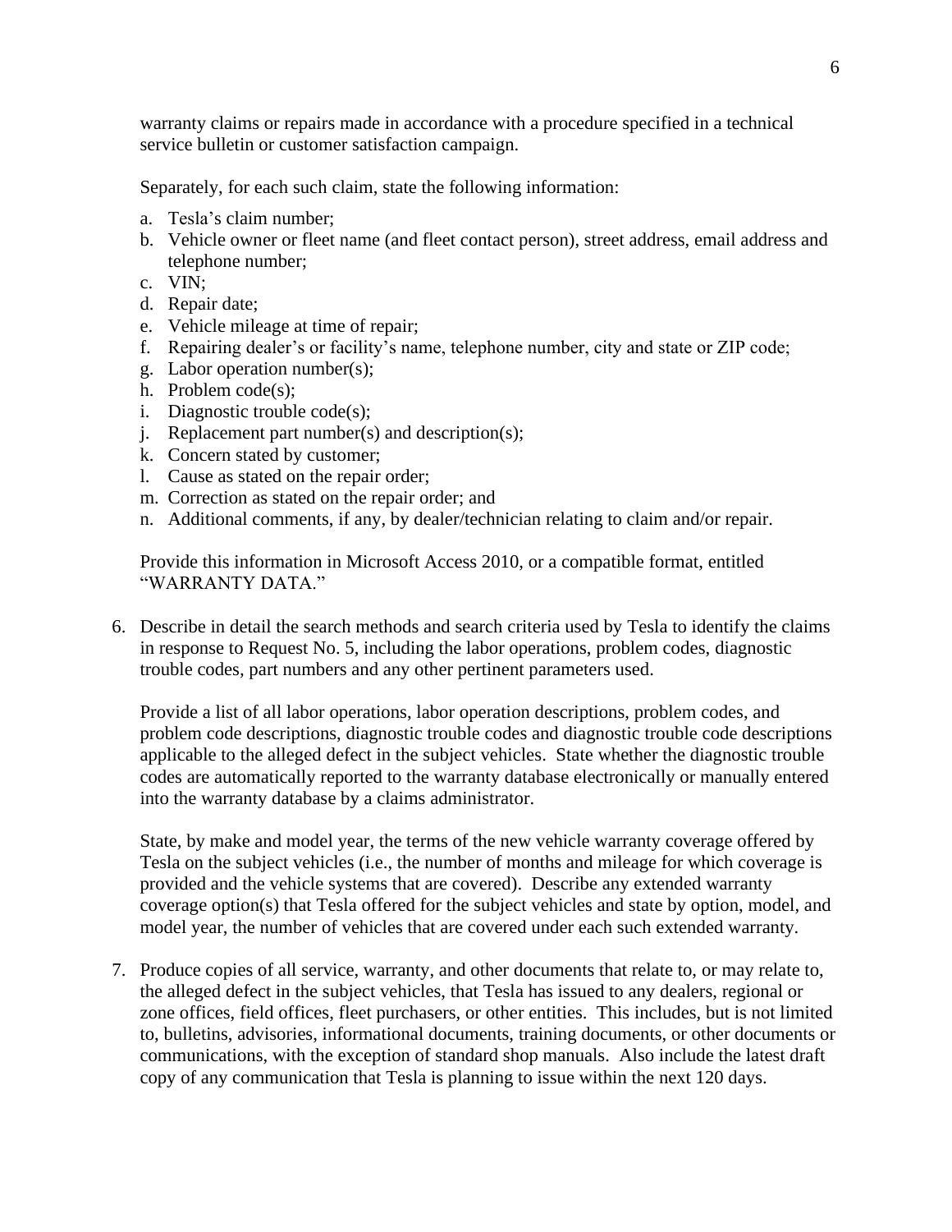warranty claims or repairs made in accordance with a procedure specified in a technical service bulletin or customer satisfaction campaign.

Separately, for each such claim, state the following information:

a. Tesla's claim number;
b. Vehicle owner or fleet name (and fleet contact person), street address, email address and telephone number;
c. VIN;
d. Repair date;
e. Vehicle mileage at time of repair;
f. Repairing dealer's or facility's name, telephone number, city and state or ZIP code;
g. Labor operation number(s);
h. Problem code(s);
i. Diagnostic trouble code(s);
j. Replacement part number(s) and description(s);
k. Concern stated by customer;
l. Cause as stated on the repair order;
m. Correction as stated on the repair order; and
n. Additional comments, if any, by dealer/technician relating to claim and/or repair.

Provide this information in Microsoft Access 2010, or a compatible format, entitled "WARRANTY DATA."

6. Describe in detail the search methods and search criteria used by Tesla to identify the claims in response to Request No. 5, including the labor operations, problem codes, diagnostic trouble codes, part numbers and any other pertinent parameters used.

   Provide a list of all labor operations, labor operation descriptions, problem codes, and problem code descriptions, diagnostic trouble codes and diagnostic trouble code descriptions applicable to the alleged defect in the subject vehicles. State whether the diagnostic trouble codes are automatically reported to the warranty database electronically or manually entered into the warranty database by a claims administrator.

   State, by make and model year, the terms of the new vehicle warranty coverage offered by Tesla on the subject vehicles (i.e., the number of months and mileage for which coverage is provided and the vehicle systems that are covered). Describe any extended warranty coverage option(s) that Tesla offered for the subject vehicles and state by option, model, and model year, the number of vehicles that are covered under each such extended warranty.

7. Produce copies of all service, warranty, and other documents that relate to, or may relate to, the alleged defect in the subject vehicles, that Tesla has issued to any dealers, regional or zone offices, field offices, fleet purchasers, or other entities. This includes, but is not limited to, bulletins, advisories, informational documents, training documents, or other documents or communications, with the exception of standard shop manuals. Also include the latest draft copy of any communication that Tesla is planning to issue within the next 120 days.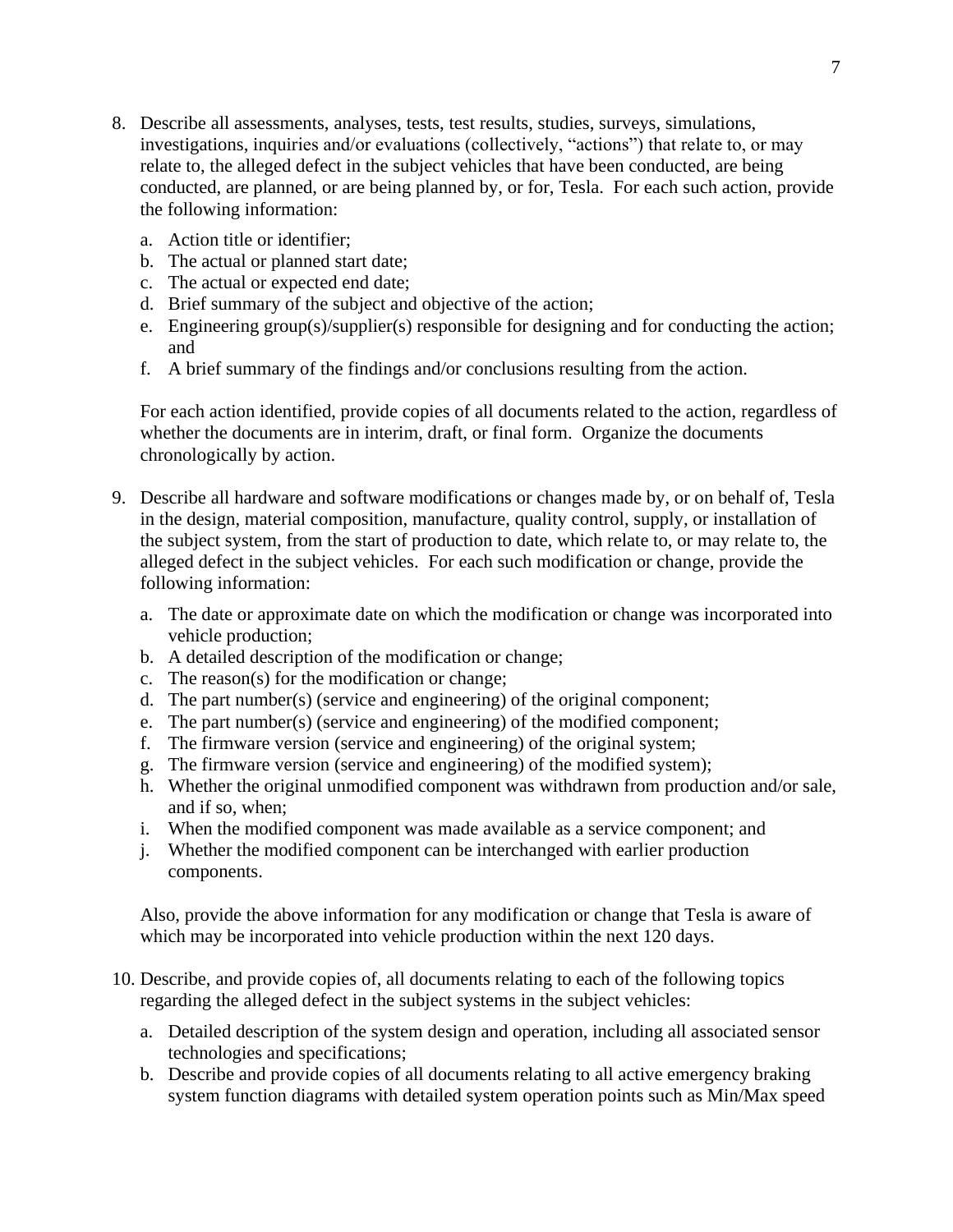8. Describe all assessments, analyses, tests, test results, studies, surveys, simulations, investigations, inquiries and/or evaluations (collectively, "actions") that relate to, or may relate to, the alleged defect in the subject vehicles that have been conducted, are being conducted, are planned, or are being planned by, or for, Tesla. For each such action, provide the following information:

   a. Action title or identifier;
   b. The actual or planned start date;
   c. The actual or expected end date;
   d. Brief summary of the subject and objective of the action;
   e. Engineering group(s)/supplier(s) responsible for designing and for conducting the action; and
   f. A brief summary of the findings and/or conclusions resulting from the action.

   For each action identified, provide copies of all documents related to the action, regardless of whether the documents are in interim, draft, or final form. Organize the documents chronologically by action.

9. Describe all hardware and software modifications or changes made by, or on behalf of, Tesla in the design, material composition, manufacture, quality control, supply, or installation of the subject system, from the start of production to date, which relate to, or may relate to, the alleged defect in the subject vehicles. For each such modification or change, provide the following information:

   a. The date or approximate date on which the modification or change was incorporated into vehicle production;
   b. A detailed description of the modification or change;
   c. The reason(s) for the modification or change;
   d. The part number(s) (service and engineering) of the original component;
   e. The part number(s) (service and engineering) of the modified component;
   f. The firmware version (service and engineering) of the original system;
   g. The firmware version (service and engineering) of the modified system);
   h. Whether the original unmodified component was withdrawn from production and/or sale, and if so, when;
   i. When the modified component was made available as a service component; and
   j. Whether the modified component can be interchanged with earlier production components.

   Also, provide the above information for any modification or change that Tesla is aware of which may be incorporated into vehicle production within the next 120 days.

10. Describe, and provide copies of, all documents relating to each of the following topics regarding the alleged defect in the subject systems in the subject vehicles:

    a. Detailed description of the system design and operation, including all associated sensor technologies and specifications;
    b. Describe and provide copies of all documents relating to all active emergency braking system function diagrams with detailed system operation points such as Min/Max speed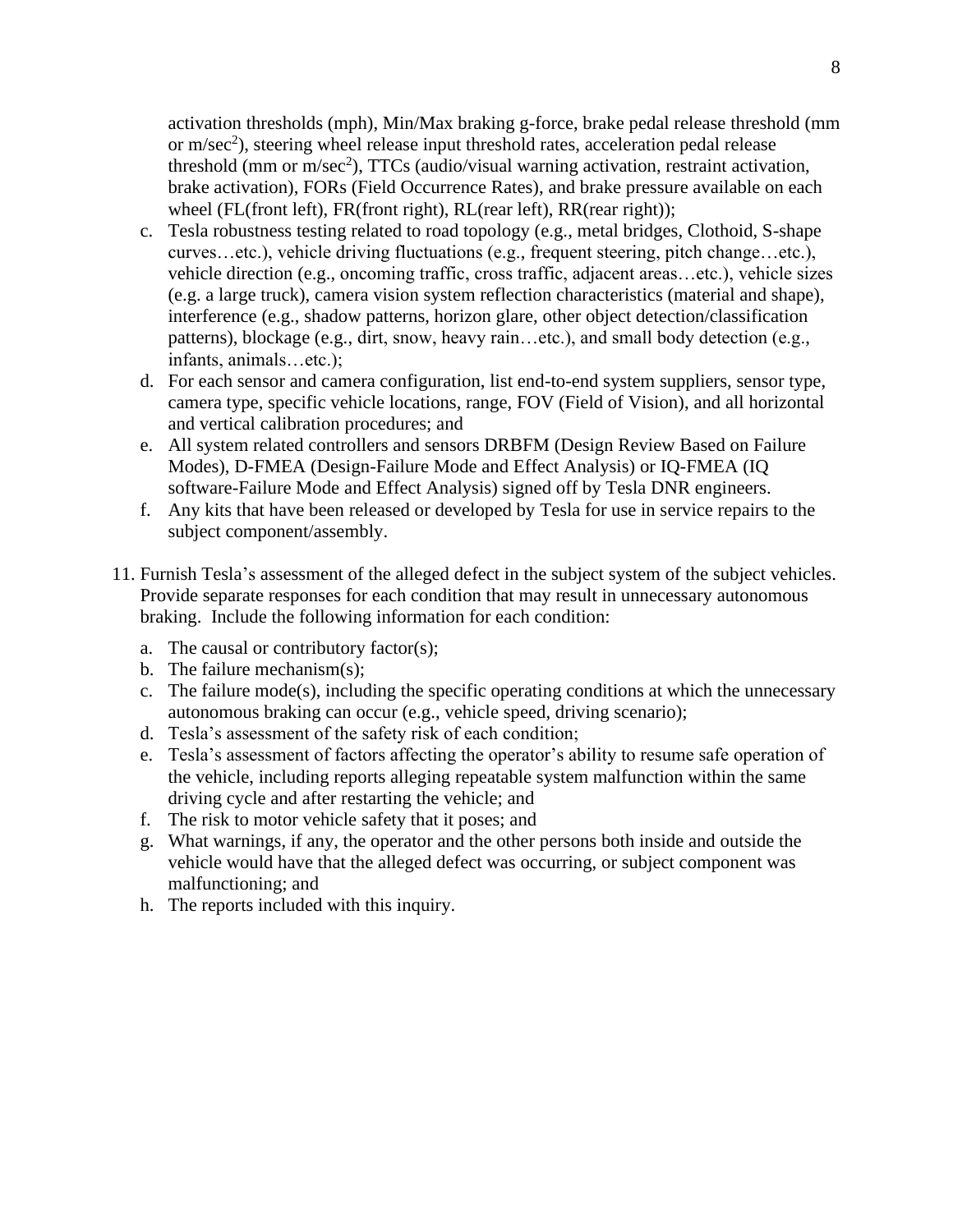activation thresholds (mph), Min/Max braking g-force, brake pedal release threshold (mm or m/sec$^2$), steering wheel release input threshold rates, acceleration pedal release threshold (mm or m/sec$^2$), TTCs (audio/visual warning activation, restraint activation, brake activation), FORs (Field Occurrence Rates), and brake pressure available on each wheel (FL(front left), FR(front right), RL(rear left), RR(rear right));

c. Tesla robustness testing related to road topology (e.g., metal bridges, Clothoid, S-shape curves…etc.), vehicle driving fluctuations (e.g., frequent steering, pitch change…etc.), vehicle direction (e.g., oncoming traffic, cross traffic, adjacent areas…etc.), vehicle sizes (e.g. a large truck), camera vision system reflection characteristics (material and shape), interference (e.g., shadow patterns, horizon glare, other object detection/classification patterns), blockage (e.g., dirt, snow, heavy rain…etc.), and small body detection (e.g., infants, animals…etc.);
d. For each sensor and camera configuration, list end-to-end system suppliers, sensor type, camera type, specific vehicle locations, range, FOV (Field of Vision), and all horizontal and vertical calibration procedures; and
e. All system related controllers and sensors DRBFM (Design Review Based on Failure Modes), D-FMEA (Design-Failure Mode and Effect Analysis) or IQ-FMEA (IQ software-Failure Mode and Effect Analysis) signed off by Tesla DNR engineers.
f. Any kits that have been released or developed by Tesla for use in service repairs to the subject component/assembly.

11. Furnish Tesla's assessment of the alleged defect in the subject system of the subject vehicles. Provide separate responses for each condition that may result in unnecessary autonomous braking. Include the following information for each condition:

    a. The causal or contributory factor(s);
    b. The failure mechanism(s);
    c. The failure mode(s), including the specific operating conditions at which the unnecessary autonomous braking can occur (e.g., vehicle speed, driving scenario);
    d. Tesla's assessment of the safety risk of each condition;
    e. Tesla's assessment of factors affecting the operator's ability to resume safe operation of the vehicle, including reports alleging repeatable system malfunction within the same driving cycle and after restarting the vehicle; and
    f. The risk to motor vehicle safety that it poses; and
    g. What warnings, if any, the operator and the other persons both inside and outside the vehicle would have that the alleged defect was occurring, or subject component was malfunctioning; and
    h. The reports included with this inquiry.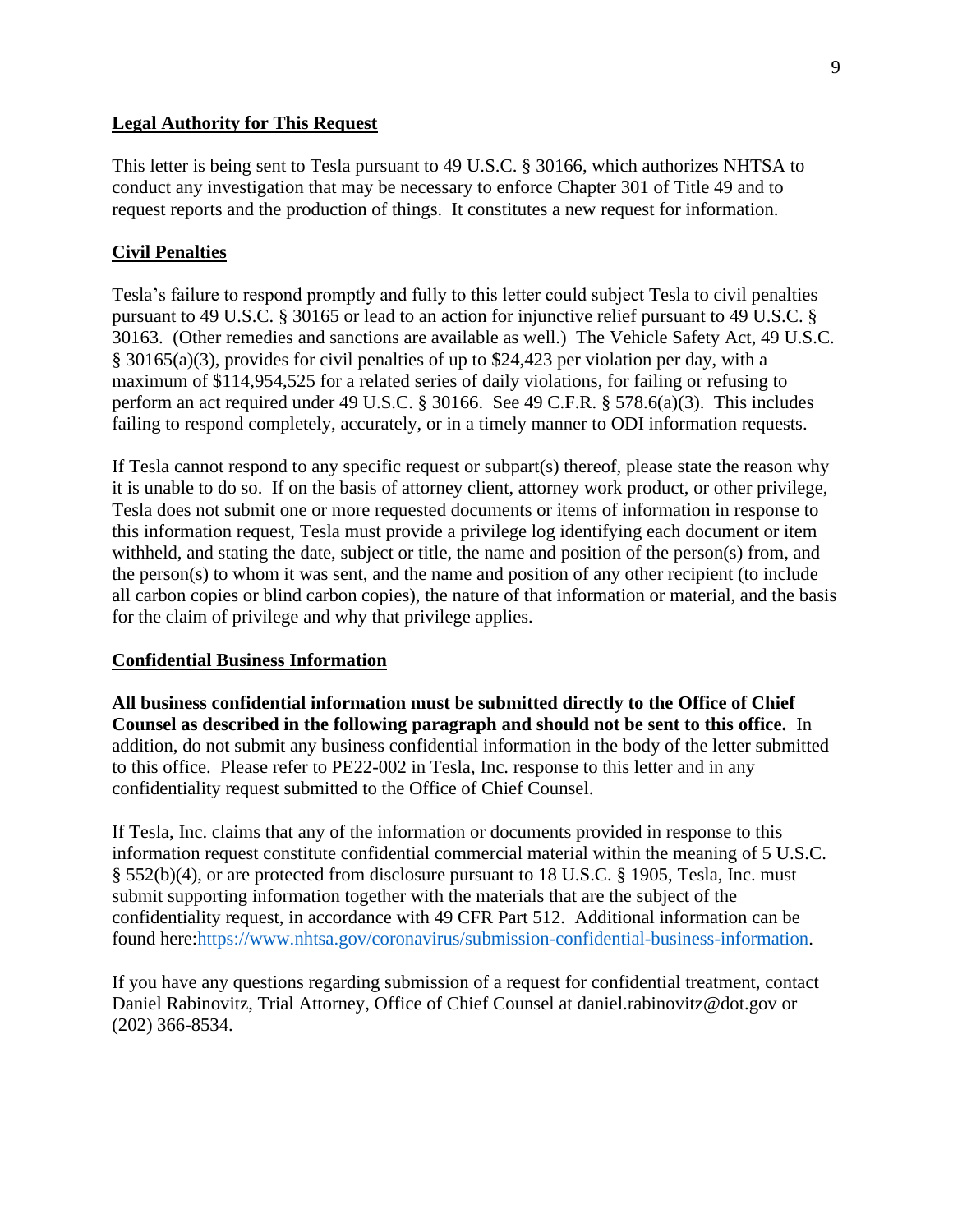**Legal Authority for This Request**

This letter is being sent to Tesla pursuant to 49 U.S.C. § 30166, which authorizes NHTSA to conduct any investigation that may be necessary to enforce Chapter 301 of Title 49 and to request reports and the production of things. It constitutes a new request for information.

**Civil Penalties**

Tesla's failure to respond promptly and fully to this letter could subject Tesla to civil penalties pursuant to 49 U.S.C. § 30165 or lead to an action for injunctive relief pursuant to 49 U.S.C. § 30163. (Other remedies and sanctions are available as well.) The Vehicle Safety Act, 49 U.S.C. § 30165(a)(3), provides for civil penalties of up to $24,423 per violation per day, with a maximum of $114,954,525 for a related series of daily violations, for failing or refusing to perform an act required under 49 U.S.C. § 30166. See 49 C.F.R. § 578.6(a)(3). This includes failing to respond completely, accurately, or in a timely manner to ODI information requests.

If Tesla cannot respond to any specific request or subpart(s) thereof, please state the reason why it is unable to do so. If on the basis of attorney client, attorney work product, or other privilege, Tesla does not submit one or more requested documents or items of information in response to this information request, Tesla must provide a privilege log identifying each document or item withheld, and stating the date, subject or title, the name and position of the person(s) from, and the person(s) to whom it was sent, and the name and position of any other recipient (to include all carbon copies or blind carbon copies), the nature of that information or material, and the basis for the claim of privilege and why that privilege applies.

**Confidential Business Information**

**All business confidential information must be submitted directly to the Office of Chief Counsel as described in the following paragraph and should not be sent to this office.** In addition, do not submit any business confidential information in the body of the letter submitted to this office. Please refer to PE22-002 in Tesla, Inc. response to this letter and in any confidentiality request submitted to the Office of Chief Counsel.

If Tesla, Inc. claims that any of the information or documents provided in response to this information request constitute confidential commercial material within the meaning of 5 U.S.C. § 552(b)(4), or are protected from disclosure pursuant to 18 U.S.C. § 1905, Tesla, Inc. must submit supporting information together with the materials that are the subject of the confidentiality request, in accordance with 49 CFR Part 512. Additional information can be found here:https://www.nhtsa.gov/coronavirus/submission-confidential-business-information.

If you have any questions regarding submission of a request for confidential treatment, contact Daniel Rabinovitz, Trial Attorney, Office of Chief Counsel at daniel.rabinovitz@dot.gov or (202) 366-8534.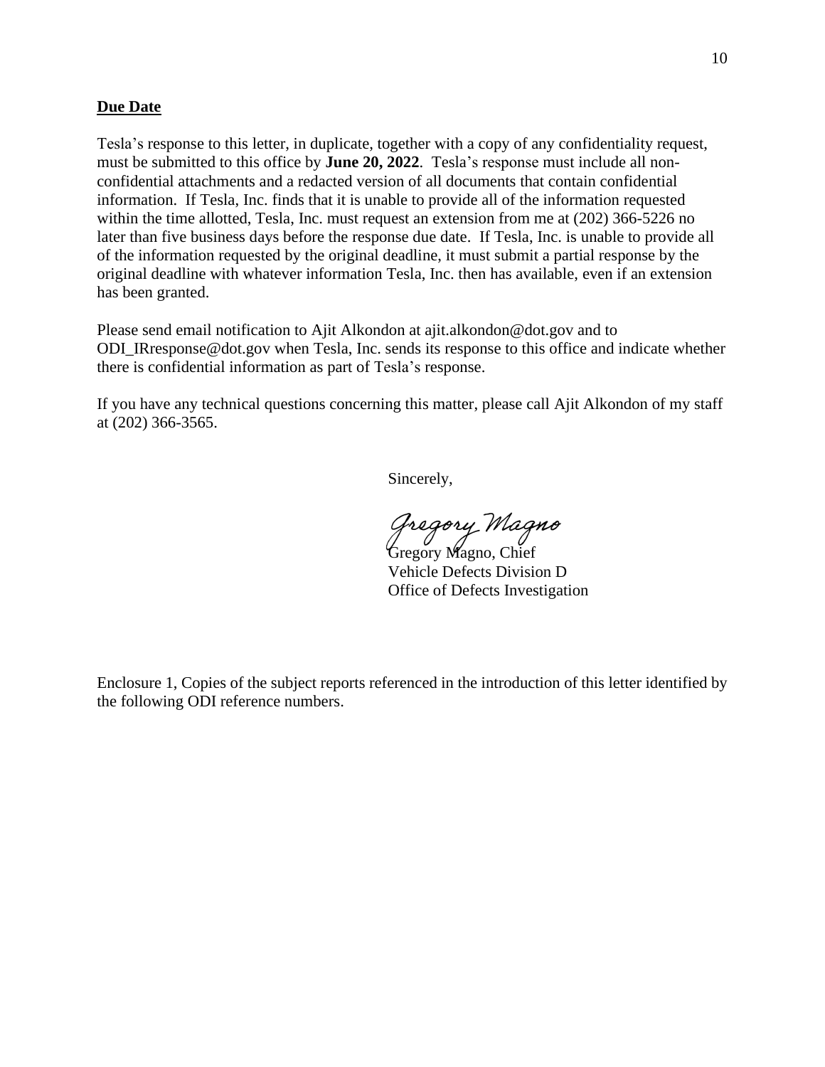## Due Date

Tesla's response to this letter, in duplicate, together with a copy of any confidentiality request, must be submitted to this office by **June 20, 2022**. Tesla's response must include all non-confidential attachments and a redacted version of all documents that contain confidential information. If Tesla, Inc. finds that it is unable to provide all of the information requested within the time allotted, Tesla, Inc. must request an extension from me at (202) 366-5226 no later than five business days before the response due date. If Tesla, Inc. is unable to provide all of the information requested by the original deadline, it must submit a partial response by the original deadline with whatever information Tesla, Inc. then has available, even if an extension has been granted.

Please send email notification to Ajit Alkondon at ajit.alkondon@dot.gov and to ODI_IRresponse@dot.gov when Tesla, Inc. sends its response to this office and indicate whether there is confidential information as part of Tesla's response.

If you have any technical questions concerning this matter, please call Ajit Alkondon of my staff at (202) 366-3565.

Sincerely,

Gregory Magno

Gregory Magno, Chief
Vehicle Defects Division D
Office of Defects Investigation

Enclosure 1, Copies of the subject reports referenced in the introduction of this letter identified by the following ODI reference numbers.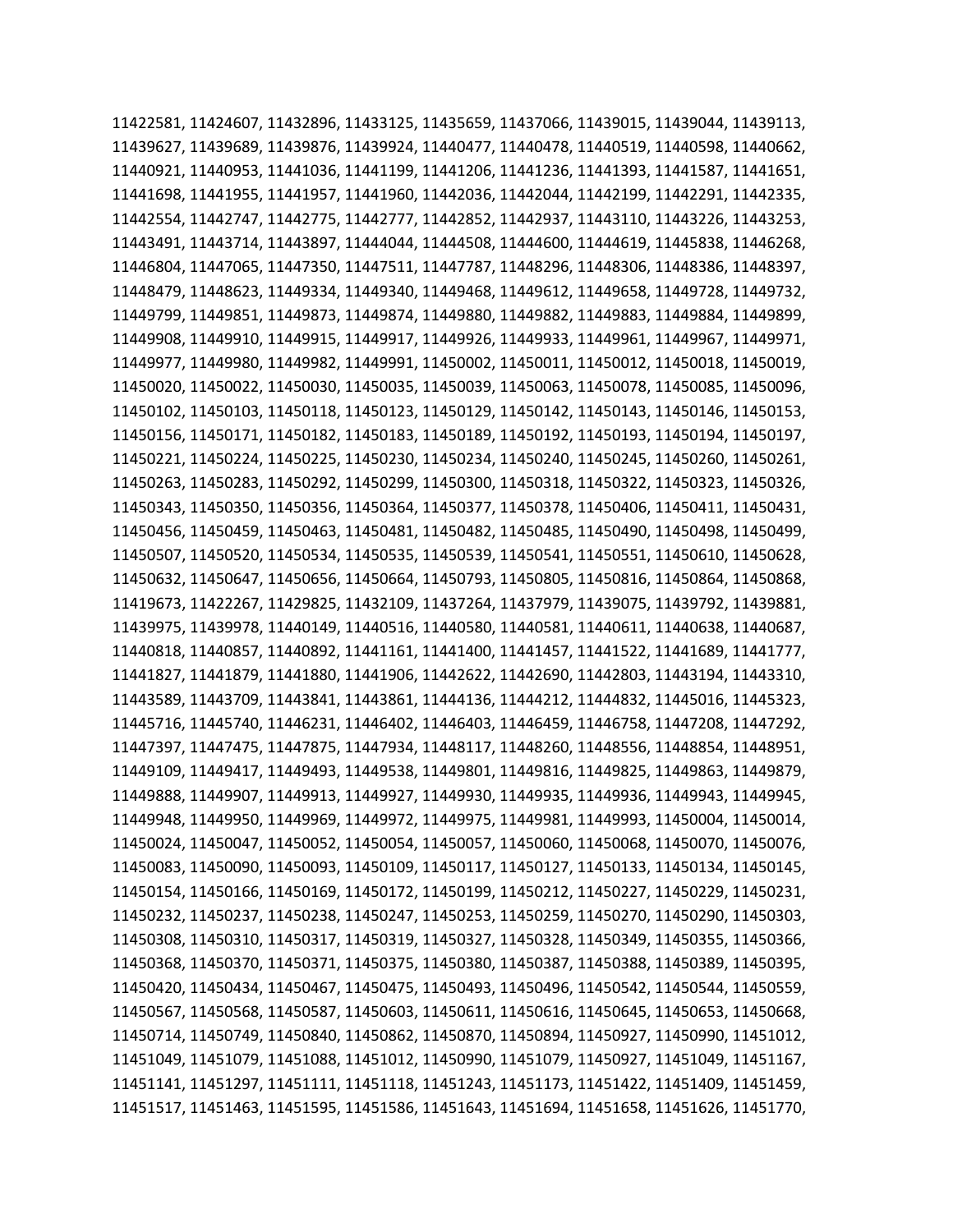11422581, 11424607, 11432896, 11433125, 11435659, 11437066, 11439015, 11439044, 11439113, 11439627, 11439689, 11439876, 11439924, 11440477, 11440478, 11440519, 11440598, 11440662, 11440921, 11440953, 11441036, 11441199, 11441206, 11441236, 11441393, 11441587, 11441651, 11441698, 11441955, 11441957, 11441960, 11442036, 11442044, 11442199, 11442291, 11442335, 11442554, 11442747, 11442775, 11442777, 11442852, 11442937, 11443110, 11443226, 11443253, 11443491, 11443714, 11443897, 11444044, 11444508, 11444600, 11444619, 11445838, 11446268, 11446804, 11447065, 11447350, 11447511, 11447787, 11448296, 11448306, 11448386, 11448397, 11448479, 11448623, 11449334, 11449340, 11449468, 11449612, 11449658, 11449728, 11449732, 11449799, 11449851, 11449873, 11449874, 11449880, 11449882, 11449883, 11449884, 11449899, 11449908, 11449910, 11449915, 11449917, 11449926, 11449933, 11449961, 11449967, 11449971, 11449977, 11449980, 11449982, 11449991, 11450002, 11450011, 11450012, 11450018, 11450019, 11450020, 11450022, 11450030, 11450035, 11450039, 11450063, 11450078, 11450085, 11450096, 11450102, 11450103, 11450118, 11450123, 11450129, 11450142, 11450143, 11450146, 11450153, 11450156, 11450171, 11450182, 11450183, 11450189, 11450192, 11450193, 11450194, 11450197, 11450221, 11450224, 11450225, 11450230, 11450234, 11450240, 11450245, 11450260, 11450261, 11450263, 11450283, 11450292, 11450299, 11450300, 11450318, 11450322, 11450323, 11450326, 11450343, 11450350, 11450356, 11450364, 11450377, 11450378, 11450406, 11450411, 11450431, 11450456, 11450459, 11450463, 11450481, 11450482, 11450485, 11450490, 11450498, 11450499, 11450507, 11450520, 11450534, 11450535, 11450539, 11450541, 11450551, 11450610, 11450628, 11450632, 11450647, 11450656, 11450664, 11450793, 11450805, 11450816, 11450864, 11450868, 11419673, 11422267, 11429825, 11432109, 11437264, 11437979, 11439075, 11439792, 11439881, 11439975, 11439978, 11440149, 11440516, 11440580, 11440581, 11440611, 11440638, 11440687, 11440818, 11440857, 11440892, 11441161, 11441400, 11441457, 11441522, 11441689, 11441777, 11441827, 11441879, 11441880, 11441906, 11442622, 11442690, 11442803, 11443194, 11443310, 11443589, 11443709, 11443841, 11443861, 11444136, 11444212, 11444832, 11445016, 11445323, 11445716, 11445740, 11446231, 11446402, 11446403, 11446459, 11446758, 11447208, 11447292, 11447397, 11447475, 11447875, 11447934, 11448117, 11448260, 11448556, 11448854, 11448951, 11449109, 11449417, 11449493, 11449538, 11449801, 11449816, 11449825, 11449863, 11449879, 11449888, 11449907, 11449913, 11449927, 11449930, 11449935, 11449936, 11449943, 11449945, 11449948, 11449950, 11449969, 11449972, 11449975, 11449981, 11449993, 11450004, 11450014, 11450024, 11450047, 11450052, 11450054, 11450057, 11450060, 11450068, 11450070, 11450076, 11450083, 11450090, 11450093, 11450109, 11450117, 11450127, 11450133, 11450134, 11450145, 11450154, 11450166, 11450169, 11450172, 11450199, 11450212, 11450227, 11450229, 11450231, 11450232, 11450237, 11450238, 11450247, 11450253, 11450259, 11450270, 11450290, 11450303, 11450308, 11450310, 11450317, 11450319, 11450327, 11450328, 11450349, 11450355, 11450366, 11450368, 11450370, 11450371, 11450375, 11450380, 11450387, 11450388, 11450389, 11450395, 11450420, 11450434, 11450467, 11450475, 11450493, 11450496, 11450542, 11450544, 11450559, 11450567, 11450568, 11450587, 11450603, 11450611, 11450616, 11450645, 11450653, 11450668, 11450714, 11450749, 11450840, 11450862, 11450870, 11450894, 11450927, 11450990, 11451012, 11451049, 11451079, 11451088, 11451012, 11450990, 11451079, 11450927, 11451049, 11451167, 11451141, 11451297, 11451111, 11451118, 11451243, 11451173, 11451422, 11451409, 11451459, 11451517, 11451463, 11451595, 11451586, 11451643, 11451694, 11451658, 11451626, 11451770,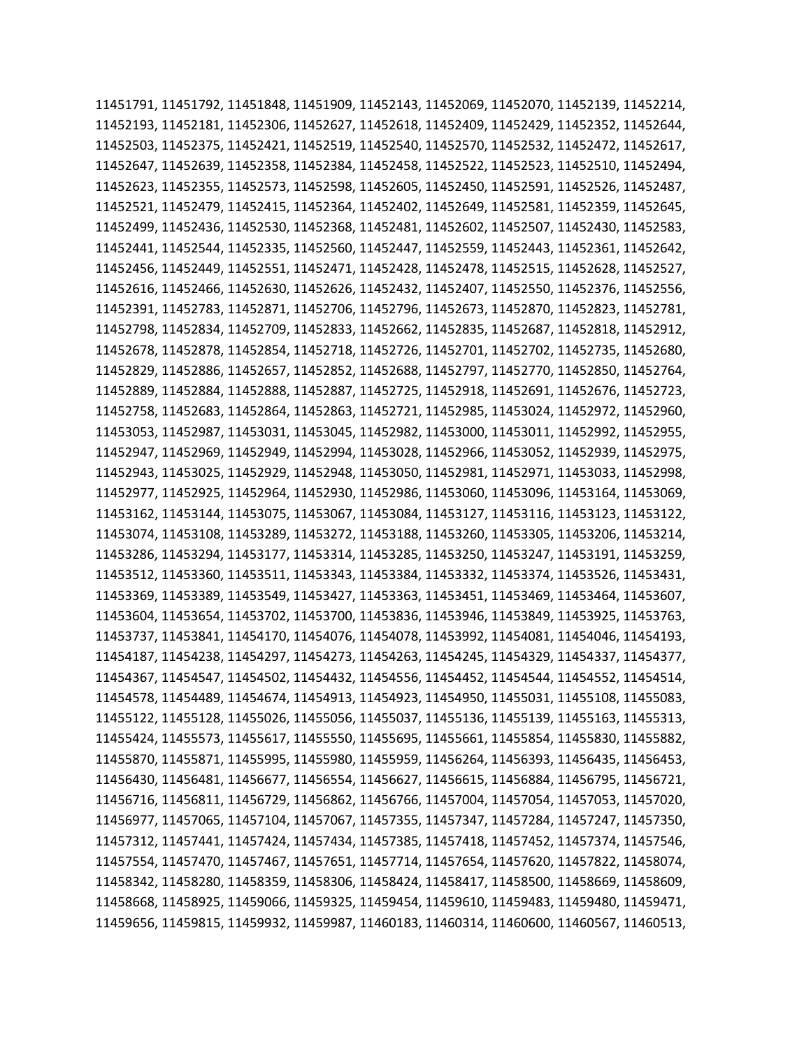11451791, 11451792, 11451848, 11451909, 11452143, 11452069, 11452070, 11452139, 11452214, 11452193, 11452181, 11452306, 11452627, 11452618, 11452409, 11452429, 11452352, 11452644, 11452503, 11452375, 11452421, 11452519, 11452540, 11452570, 11452532, 11452472, 11452617, 11452647, 11452639, 11452358, 11452384, 11452458, 11452522, 11452523, 11452510, 11452494, 11452623, 11452355, 11452573, 11452598, 11452605, 11452450, 11452591, 11452526, 11452487, 11452521, 11452479, 11452415, 11452364, 11452402, 11452649, 11452581, 11452359, 11452645, 11452499, 11452436, 11452530, 11452368, 11452481, 11452602, 11452507, 11452430, 11452583, 11452441, 11452544, 11452335, 11452560, 11452447, 11452559, 11452443, 11452361, 11452642, 11452456, 11452449, 11452551, 11452471, 11452428, 11452478, 11452515, 11452628, 11452527, 11452616, 11452466, 11452630, 11452626, 11452432, 11452407, 11452550, 11452376, 11452556, 11452391, 11452783, 11452871, 11452706, 11452796, 11452673, 11452870, 11452823, 11452781, 11452798, 11452834, 11452709, 11452833, 11452662, 11452835, 11452687, 11452818, 11452912, 11452678, 11452878, 11452854, 11452718, 11452726, 11452701, 11452702, 11452735, 11452680, 11452829, 11452886, 11452657, 11452852, 11452688, 11452797, 11452770, 11452850, 11452764, 11452889, 11452884, 11452888, 11452887, 11452725, 11452918, 11452691, 11452676, 11452723, 11452758, 11452683, 11452864, 11452863, 11452721, 11452985, 11453024, 11452972, 11452960, 11453053, 11452987, 11453031, 11453045, 11452982, 11453000, 11453011, 11452992, 11452955, 11452947, 11452969, 11452949, 11452994, 11453028, 11452966, 11453052, 11452939, 11452975, 11452943, 11453025, 11452929, 11452948, 11453050, 11452981, 11452971, 11453033, 11452998, 11452977, 11452925, 11452964, 11452930, 11452986, 11453060, 11453096, 11453164, 11453069, 11453162, 11453144, 11453075, 11453067, 11453084, 11453127, 11453116, 11453123, 11453122, 11453074, 11453108, 11453289, 11453272, 11453188, 11453260, 11453305, 11453206, 11453214, 11453286, 11453294, 11453177, 11453314, 11453285, 11453250, 11453247, 11453191, 11453259, 11453512, 11453360, 11453511, 11453343, 11453384, 11453332, 11453374, 11453526, 11453431, 11453369, 11453389, 11453549, 11453427, 11453363, 11453451, 11453469, 11453464, 11453607, 11453604, 11453654, 11453702, 11453700, 11453836, 11453946, 11453849, 11453925, 11453763, 11453737, 11453841, 11454170, 11454076, 11454078, 11453992, 11454081, 11454046, 11454193, 11454187, 11454238, 11454297, 11454273, 11454263, 11454245, 11454329, 11454337, 11454377, 11454367, 11454547, 11454502, 11454432, 11454556, 11454452, 11454544, 11454552, 11454514, 11454578, 11454489, 11454674, 11454913, 11454923, 11454950, 11455031, 11455108, 11455083, 11455122, 11455128, 11455026, 11455056, 11455037, 11455136, 11455139, 11455163, 11455313, 11455424, 11455573, 11455617, 11455550, 11455695, 11455661, 11455854, 11455830, 11455882, 11455870, 11455871, 11455995, 11455980, 11455959, 11456264, 11456393, 11456435, 11456453, 11456430, 11456481, 11456677, 11456554, 11456627, 11456615, 11456884, 11456795, 11456721, 11456716, 11456811, 11456729, 11456862, 11456766, 11457004, 11457054, 11457053, 11457020, 11456977, 11457065, 11457104, 11457067, 11457355, 11457347, 11457284, 11457247, 11457350, 11457312, 11457441, 11457424, 11457434, 11457385, 11457418, 11457452, 11457374, 11457546, 11457554, 11457470, 11457467, 11457651, 11457714, 11457654, 11457620, 11457822, 11458074, 11458342, 11458280, 11458359, 11458306, 11458424, 11458417, 11458500, 11458669, 11458609, 11458668, 11458925, 11459066, 11459325, 11459454, 11459610, 11459483, 11459480, 11459471, 11459656, 11459815, 11459932, 11459987, 11460183, 11460314, 11460600, 11460567, 11460513,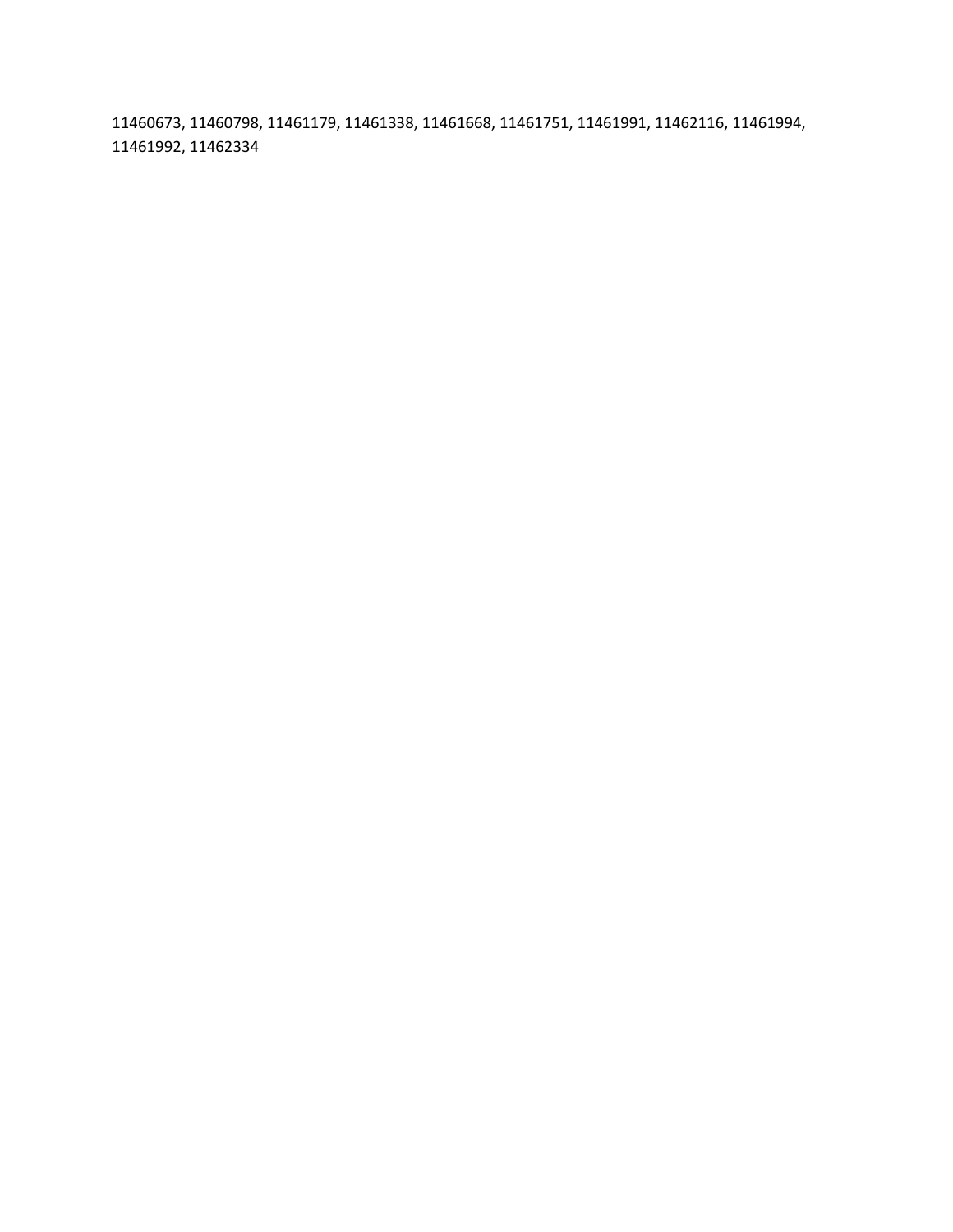11460673, 11460798, 11461179, 11461338, 11461668, 11461751, 11461991, 11462116, 11461994, 11461992, 11462334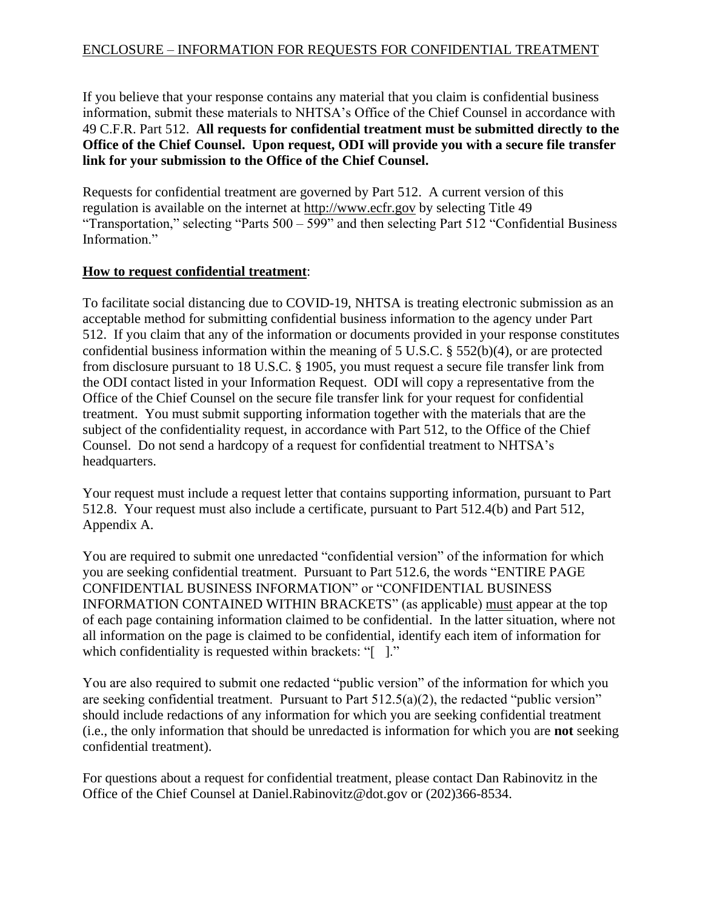ENCLOSURE – INFORMATION FOR REQUESTS FOR CONFIDENTIAL TREATMENT

If you believe that your response contains any material that you claim is confidential business information, submit these materials to NHTSA's Office of the Chief Counsel in accordance with 49 C.F.R. Part 512. **All requests for confidential treatment must be submitted directly to the Office of the Chief Counsel. Upon request, ODI will provide you with a secure file transfer link for your submission to the Office of the Chief Counsel.**

Requests for confidential treatment are governed by Part 512. A current version of this regulation is available on the internet at http://www.ecfr.gov by selecting Title 49 "Transportation," selecting "Parts 500 – 599" and then selecting Part 512 "Confidential Business Information."

**How to request confidential treatment**:

To facilitate social distancing due to COVID-19, NHTSA is treating electronic submission as an acceptable method for submitting confidential business information to the agency under Part 512. If you claim that any of the information or documents provided in your response constitutes confidential business information within the meaning of 5 U.S.C. § 552(b)(4), or are protected from disclosure pursuant to 18 U.S.C. § 1905, you must request a secure file transfer link from the ODI contact listed in your Information Request. ODI will copy a representative from the Office of the Chief Counsel on the secure file transfer link for your request for confidential treatment. You must submit supporting information together with the materials that are the subject of the confidentiality request, in accordance with Part 512, to the Office of the Chief Counsel. Do not send a hardcopy of a request for confidential treatment to NHTSA's headquarters.

Your request must include a request letter that contains supporting information, pursuant to Part 512.8. Your request must also include a certificate, pursuant to Part 512.4(b) and Part 512, Appendix A.

You are required to submit one unredacted "confidential version" of the information for which you are seeking confidential treatment. Pursuant to Part 512.6, the words "ENTIRE PAGE CONFIDENTIAL BUSINESS INFORMATION" or "CONFIDENTIAL BUSINESS INFORMATION CONTAINED WITHIN BRACKETS" (as applicable) must appear at the top of each page containing information claimed to be confidential. In the latter situation, where not all information on the page is claimed to be confidential, identify each item of information for which confidentiality is requested within brackets: "[ ]."

You are also required to submit one redacted "public version" of the information for which you are seeking confidential treatment. Pursuant to Part 512.5(a)(2), the redacted "public version" should include redactions of any information for which you are seeking confidential treatment (i.e., the only information that should be unredacted is information for which you are **not** seeking confidential treatment).

For questions about a request for confidential treatment, please contact Dan Rabinovitz in the Office of the Chief Counsel at Daniel.Rabinovitz@dot.gov or (202)366-8534.